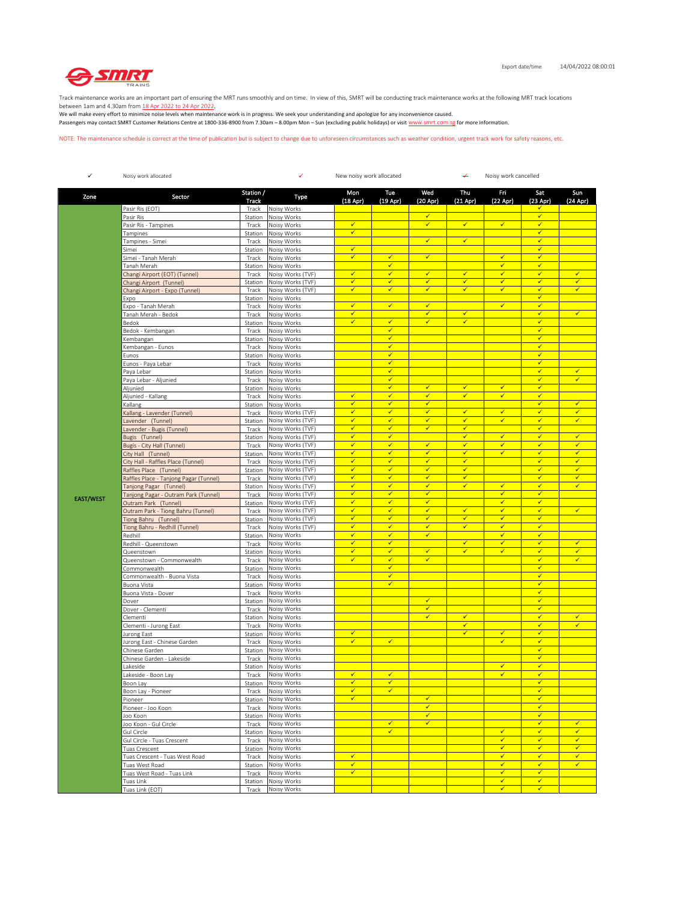Export date/time 14/04/2022 08:00:01

Track maintenance works are an important part of ensuring the MRT runs smoothly and on time. In view of this, SMRT will be conducting track maintenance works at the following MRT track locations between 1am and 4.30am from 18 Apr 2022 to 24 Apr 2022.
We will make every effort to minimize noise levels when maintenance work is in progress. We seek your understanding and apologize for any inconvenience caused.
Passengers may contact SMRT Customer Relations Centre at 1800-336-8900 from 7.30am – 8.00pm Mon – Sun (excluding public holidays) or visit www.smrt.com.sg for more information.

NOTE: The maintenance schedule is correct at the time of publication but is subject to change due to unforeseen circumstances such as weather condition, urgent track work for safety reasons, etc.

✓ Noisy work allocated ✓ New noisy work allocated ~~✓~~ Noisy work cancelled

| Zone | Sector | Station / Track | Type | Mon (18 Apr) | Tue (19 Apr) | Wed (20 Apr) | Thu (21 Apr) | Fri (22 Apr) | Sat (23 Apr) | Sun (24 Apr) |
|---|---|---|---|---|---|---|---|---|---|---|
| EAST/WEST | Pasir Ris (EOT) | Track | Noisy Works | | | | | | ✓ | |
| | Pasir Ris | Station | Noisy Works | | | ✓ | | | ✓ | |
| | Pasir Ris - Tampines | Track | Noisy Works | ✓ | | ✓ | ✓ | ✓ | ✓ | |
| | Tampines | Station | Noisy Works | ✓ | | | | | ✓ | |
| | Tampines - Simei | Track | Noisy Works | | | ✓ | ✓ | | ✓ | |
| | Simei | Station | Noisy Works | ✓ | | | | | ✓ | |
| | Simei - Tanah Merah | Track | Noisy Works | ✓ | ✓ | ✓ | | ✓ | ✓ | |
| | Tanah Merah | Station | Noisy Works | | ✓ | | | ✓ | ✓ | |
| | Changi Airport (EOT) (Tunnel) | Track | Noisy Works (TVF) | ✓ | ✓ | ✓ | ✓ | ✓ | ✓ | ✓ |
| | Changi Airport (Tunnel) | Station | Noisy Works (TVF) | ✓ | ✓ | ✓ | ✓ | ✓ | ✓ | ✓ |
| | Changi Airport - Expo (Tunnel) | Track | Noisy Works (TVF) | ✓ | ✓ | ✓ | ✓ | ✓ | ✓ | ✓ |
| | Expo | Station | Noisy Works | | | | | | ✓ | |
| | Expo - Tanah Merah | Track | Noisy Works | ✓ | ✓ | ✓ | | ✓ | ✓ | |
| | Tanah Merah - Bedok | Track | Noisy Works | ✓ | | ✓ | ✓ | | ✓ | ✓ |
| | Bedok | Station | Noisy Works | ✓ | ✓ | ✓ | ✓ | | ✓ | |
| | Bedok - Kembangan | Track | Noisy Works | | ✓ | | | | ✓ | |
| | Kembangan | Station | Noisy Works | | ✓ | | | | ✓ | |
| | Kembangan - Eunos | Track | Noisy Works | | ✓ | | | | ✓ | |
| | Eunos | Station | Noisy Works | | ✓ | | | | ✓ | |
| | Eunos - Paya Lebar | Track | Noisy Works | | ✓ | | | | ✓ | |
| | Paya Lebar | Station | Noisy Works | | ✓ | | | | ✓ | ✓ |
| | Paya Lebar - Aljunied | Track | Noisy Works | | ✓ | | | | ✓ | ✓ |
| | Aljunied | Station | Noisy Works | | ✓ | ✓ | ✓ | ✓ | ✓ | |
| | Aljunied - Kallang | Track | Noisy Works | ✓ | ✓ | ✓ | ✓ | ✓ | ✓ | |
| | Kallang | Station | Noisy Works | ✓ | ✓ | ✓ | | | ✓ | ✓ |
| | Kallang - Lavender (Tunnel) | Track | Noisy Works (TVF) | ✓ | ✓ | ✓ | ✓ | ✓ | ✓ | ✓ |
| | Lavender (Tunnel) | Station | Noisy Works (TVF) | ✓ | ✓ | ✓ | ✓ | ✓ | ✓ | ✓ |
| | Lavender - Bugis (Tunnel) | Track | Noisy Works (TVF) | ✓ | ✓ | ✓ | ✓ | | ✓ | |
| | Bugis (Tunnel) | Station | Noisy Works (TVF) | ✓ | ✓ | | ✓ | ✓ | ✓ | ✓ |
| | Bugis - City Hall (Tunnel) | Track | Noisy Works (TVF) | ✓ | ✓ | ✓ | ✓ | ✓ | ✓ | ✓ |
| | City Hall (Tunnel) | Station | Noisy Works (TVF) | ✓ | ✓ | ✓ | ✓ | ✓ | ✓ | ✓ |
| | City Hall - Raffles Place (Tunnel) | Track | Noisy Works (TVF) | ✓ | ✓ | ✓ | ✓ | | ✓ | ✓ |
| | Raffles Place (Tunnel) | Station | Noisy Works (TVF) | ✓ | ✓ | ✓ | ✓ | | ✓ | ✓ |
| | Raffles Place - Tanjong Pagar (Tunnel) | Track | Noisy Works (TVF) | ✓ | ✓ | ✓ | ✓ | | ✓ | ✓ |
| | Tanjong Pagar (Tunnel) | Station | Noisy Works (TVF) | ✓ | ✓ | ✓ | ✓ | ✓ | ✓ | ✓ |
| | Tanjong Pagar - Outram Park (Tunnel) | Track | Noisy Works (TVF) | ✓ | ✓ | ✓ | | ✓ | ✓ | |
| | Outram Park (Tunnel) | Station | Noisy Works (TVF) | ✓ | ✓ | ✓ | | ✓ | ✓ | |
| | Outram Park - Tiong Bahru (Tunnel) | Track | Noisy Works (TVF) | ✓ | ✓ | ✓ | ✓ | ✓ | ✓ | ✓ |
| | Tiong Bahru (Tunnel) | Station | Noisy Works (TVF) | ✓ | ✓ | ✓ | ✓ | ✓ | ✓ | |
| | Tiong Bahru - Redhill (Tunnel) | Track | Noisy Works (TVF) | ✓ | ✓ | ✓ | ✓ | ✓ | ✓ | |
| | Redhill | Station | Noisy Works | ✓ | ✓ | ✓ | | ✓ | ✓ | |
| | Redhill - Queenstown | Track | Noisy Works | ✓ | ✓ | | ✓ | ✓ | ✓ | ✓ |
| | Queenstown | Station | Noisy Works | ✓ | ✓ | ✓ | ✓ | ✓ | ✓ | ✓ |
| | Queenstown - Commonwealth | Track | Noisy Works | ✓ | ✓ | ✓ | | | ✓ | ✓ |
| | Commonwealth | Station | Noisy Works | | ✓ | | | | ✓ | |
| | Commonwealth - Buona Vista | Track | Noisy Works | | ✓ | | | | ✓ | |
| | Buona Vista | Station | Noisy Works | | ✓ | | | | ✓ | |
| | Buona Vista - Dover | Track | Noisy Works | | | | | | ✓ | |
| | Dover | Station | Noisy Works | | | ✓ | | | ✓ | |
| | Dover - Clementi | Track | Noisy Works | | | ✓ | | | ✓ | |
| | Clementi | Station | Noisy Works | | | ✓ | ✓ | | ✓ | ✓ |
| | Clementi - Jurong East | Track | Noisy Works | | | | ✓ | | ✓ | ✓ |
| | Jurong East | Station | Noisy Works | ✓ | | | ✓ | ✓ | ✓ | |
| | Jurong East - Chinese Garden | Track | Noisy Works | ✓ | ✓ | | | ✓ | ✓ | |
| | Chinese Garden | Station | Noisy Works | | | | | | ✓ | |
| | Chinese Garden - Lakeside | Track | Noisy Works | | | | | | ✓ | |
| | Lakeside | Station | Noisy Works | | | | | ✓ | ✓ | |
| | Lakeside - Boon Lay | Track | Noisy Works | ✓ | ✓ | | | ✓ | ✓ | |
| | Boon Lay | Station | Noisy Works | ✓ | ✓ | | | | ✓ | |
| | Boon Lay - Pioneer | Track | Noisy Works | ✓ | ✓ | | | | ✓ | |
| | Pioneer | Station | Noisy Works | ✓ | | ✓ | | | ✓ | |
| | Pioneer - Joo Koon | Track | Noisy Works | | | ✓ | | | ✓ | |
| | Joo Koon | Station | Noisy Works | | | ✓ | | | ✓ | |
| | Joo Koon - Gul Circle | Track | Noisy Works | | ✓ | ✓ | | | ✓ | ✓ |
| | Gul Circle | Station | Noisy Works | | ✓ | | | ✓ | ✓ | ✓ |
| | Gul Circle - Tuas Crescent | Track | Noisy Works | | | | | ✓ | ✓ | ✓ |
| | Tuas Crescent | Station | Noisy Works | | | | | ✓ | ✓ | ✓ |
| | Tuas Crescent - Tuas West Road | Track | Noisy Works | ✓ | | | | ✓ | ✓ | ✓ |
| | Tuas West Road | Station | Noisy Works | ✓ | | | | ✓ | ✓ | ✓ |
| | Tuas West Road - Tuas Link | Track | Noisy Works | ✓ | | | | ✓ | ✓ | |
| | Tuas Link | Station | Noisy Works | | | | | ✓ | ✓ | |
| | Tuas Link (EOT) | Track | Noisy Works | | | | | ✓ | ✓ | |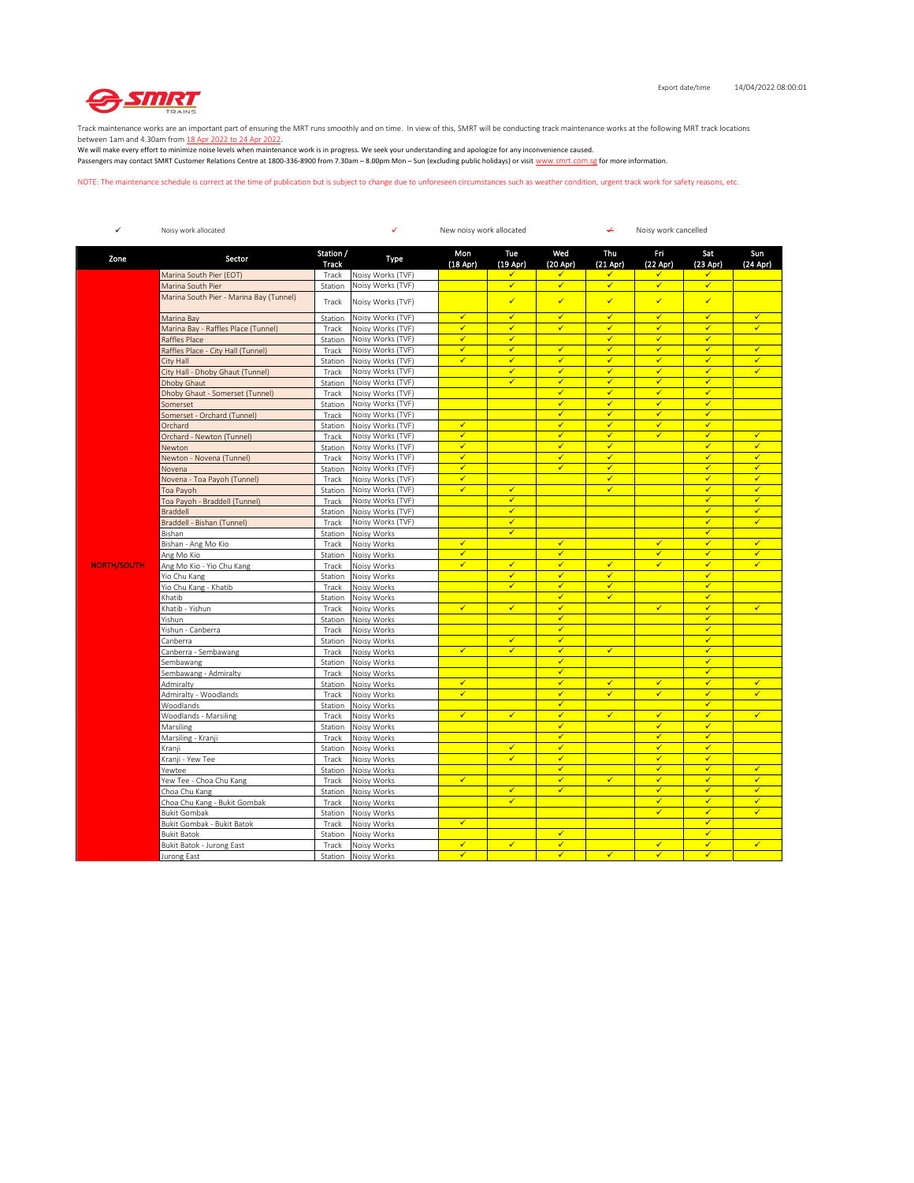Export date/time 14/04/2022 08:00:01

Track maintenance works are an important part of ensuring the MRT runs smoothly and on time. In view of this, SMRT will be conducting track maintenance works at the following MRT track locations between 1am and 4.30am from 18 Apr 2022 to 24 Apr 2022.
We will make every effort to minimize noise levels when maintenance work is in progress. We seek your understanding and apologize for any inconvenience caused.
Passengers may contact SMRT Customer Relations Centre at 1800-336-8900 from 7.30am – 8.00pm Mon – Sun (excluding public holidays) or visit www.smrt.com.sg for more information.

NOTE: The maintenance schedule is correct at the time of publication but is subject to change due to unforeseen circumstances such as weather condition, urgent track work for safety reasons, etc.

✓ Noisy work allocated ✓ New noisy work allocated ✓ Noisy work cancelled

| Zone | Sector | Station / Track | Type | Mon (18 Apr) | Tue (19 Apr) | Wed (20 Apr) | Thu (21 Apr) | Fri (22 Apr) | Sat (23 Apr) | Sun (24 Apr) |
|---|---|---|---|---|---|---|---|---|---|---|
| NORTH/SOUTH | Marina South Pier (EOT) | Track | Noisy Works (TVF) | | ✓ | ✓ | ✓ | ✓ | ✓ | |
| | Marina South Pier | Station | Noisy Works (TVF) | | ✓ | ✓ | ✓ | ✓ | ✓ | |
| | Marina South Pier - Marina Bay (Tunnel) | Track | Noisy Works (TVF) | | ✓ | ✓ | ✓ | ✓ | ✓ | |
| | Marina Bay | Station | Noisy Works (TVF) | ✓ | ✓ | ✓ | ✓ | ✓ | ✓ | ✓ |
| | Marina Bay - Raffles Place (Tunnel) | Track | Noisy Works (TVF) | ✓ | ✓ | ✓ | ✓ | ✓ | ✓ | ✓ |
| | Raffles Place | Station | Noisy Works (TVF) | ✓ | ✓ | | ✓ | ✓ | ✓ | |
| | Raffles Place - City Hall (Tunnel) | Track | Noisy Works (TVF) | ✓ | ✓ | ✓ | ✓ | ✓ | ✓ | ✓ |
| | City Hall | Station | Noisy Works (TVF) | ✓ | ✓ | ✓ | ✓ | ✓ | ✓ | ✓ |
| | City Hall - Dhoby Ghaut (Tunnel) | Track | Noisy Works (TVF) | | ✓ | ✓ | ✓ | ✓ | ✓ | ✓ |
| | Dhoby Ghaut | Station | Noisy Works (TVF) | | ✓ | ✓ | ✓ | ✓ | ✓ | |
| | Dhoby Ghaut - Somerset (Tunnel) | Track | Noisy Works (TVF) | | | ✓ | ✓ | ✓ | ✓ | |
| | Somerset | Station | Noisy Works (TVF) | | | ✓ | ✓ | ✓ | ✓ | |
| | Somerset - Orchard (Tunnel) | Track | Noisy Works (TVF) | | | ✓ | ✓ | ✓ | ✓ | |
| | Orchard | Station | Noisy Works (TVF) | ✓ | | ✓ | ✓ | ✓ | ✓ | |
| | Orchard - Newton (Tunnel) | Track | Noisy Works (TVF) | ✓ | | ✓ | ✓ | ✓ | ✓ | ✓ |
| | Newton | Station | Noisy Works (TVF) | ✓ | | ✓ | ✓ | | ✓ | ✓ |
| | Newton - Novena (Tunnel) | Track | Noisy Works (TVF) | ✓ | | ✓ | ✓ | | ✓ | ✓ |
| | Novena | Station | Noisy Works (TVF) | ✓ | | ✓ | ✓ | | ✓ | ✓ |
| | Novena - Toa Payoh (Tunnel) | Track | Noisy Works (TVF) | ✓ | | | ✓ | | ✓ | ✓ |
| | Toa Payoh | Station | Noisy Works (TVF) | ✓ | ✓ | | ✓ | | ✓ | ✓ |
| | Toa Payoh - Braddell (Tunnel) | Track | Noisy Works (TVF) | | ✓ | | | | ✓ | ✓ |
| | Braddell | Station | Noisy Works (TVF) | | ✓ | | | | ✓ | ✓ |
| | Braddell - Bishan (Tunnel) | Track | Noisy Works (TVF) | | ✓ | | | | ✓ | ✓ |
| | Bishan | Station | Noisy Works | | ✓ | | | | ✓ | |
| | Bishan - Ang Mo Kio | Track | Noisy Works | ✓ | | ✓ | | ✓ | ✓ | ✓ |
| | Ang Mo Kio | Station | Noisy Works | ✓ | | ✓ | | ✓ | ✓ | ✓ |
| | Ang Mo Kio - Yio Chu Kang | Track | Noisy Works | ✓ | ✓ | ✓ | ✓ | ✓ | ✓ | ✓ |
| | Yio Chu Kang | Station | Noisy Works | | ✓ | ✓ | ✓ | | ✓ | |
| | Yio Chu Kang - Khatib | Track | Noisy Works | | ✓ | ✓ | ✓ | | ✓ | |
| | Khatib | Station | Noisy Works | | | ✓ | ✓ | | ✓ | |
| | Khatib - Yishun | Track | Noisy Works | ✓ | ✓ | ✓ | | ✓ | ✓ | ✓ |
| | Yishun | Station | Noisy Works | | | ✓ | | | ✓ | |
| | Yishun - Canberra | Track | Noisy Works | | | ✓ | | | ✓ | |
| | Canberra | Station | Noisy Works | | ✓ | ✓ | | | ✓ | |
| | Canberra - Sembawang | Track | Noisy Works | ✓ | ✓ | ✓ | ✓ | | ✓ | |
| | Sembawang | Station | Noisy Works | | | ✓ | | | ✓ | |
| | Sembawang - Admiralty | Track | Noisy Works | | | ✓ | | | ✓ | |
| | Admiralty | Station | Noisy Works | ✓ | | ✓ | ✓ | ✓ | ✓ | ✓ |
| | Admiralty - Woodlands | Track | Noisy Works | ✓ | | ✓ | ✓ | ✓ | ✓ | ✓ |
| | Woodlands | Station | Noisy Works | | | ✓ | | | ✓ | |
| | Woodlands - Marsiling | Track | Noisy Works | ✓ | ✓ | ✓ | ✓ | ✓ | ✓ | ✓ |
| | Marsiling | Station | Noisy Works | | | ✓ | | ✓ | ✓ | |
| | Marsiling - Kranji | Track | Noisy Works | | | ✓ | | ✓ | ✓ | |
| | Kranji | Station | Noisy Works | | ✓ | ✓ | | ✓ | ✓ | |
| | Kranji - Yew Tee | Track | Noisy Works | | ✓ | ✓ | | ✓ | ✓ | |
| | Yewtee | Station | Noisy Works | | | ✓ | | ✓ | ✓ | ✓ |
| | Yew Tee - Choa Chu Kang | Track | Noisy Works | ✓ | | ✓ | ✓ | ✓ | ✓ | ✓ |
| | Choa Chu Kang | Station | Noisy Works | | ✓ | ✓ | | ✓ | ✓ | ✓ |
| | Choa Chu Kang - Bukit Gombak | Track | Noisy Works | | ✓ | | | ✓ | ✓ | ✓ |
| | Bukit Gombak | Station | Noisy Works | | | | | ✓ | ✓ | ✓ |
| | Bukit Gombak - Bukit Batok | Track | Noisy Works | ✓ | | | | | ✓ | |
| | Bukit Batok | Station | Noisy Works | | | ✓ | | | ✓ | |
| | Bukit Batok - Jurong East | Track | Noisy Works | ✓ | ✓ | ✓ | | ✓ | ✓ | ✓ |
| | Jurong East | Station | Noisy Works | ✓ | | ✓ | ✓ | ✓ | ✓ | |